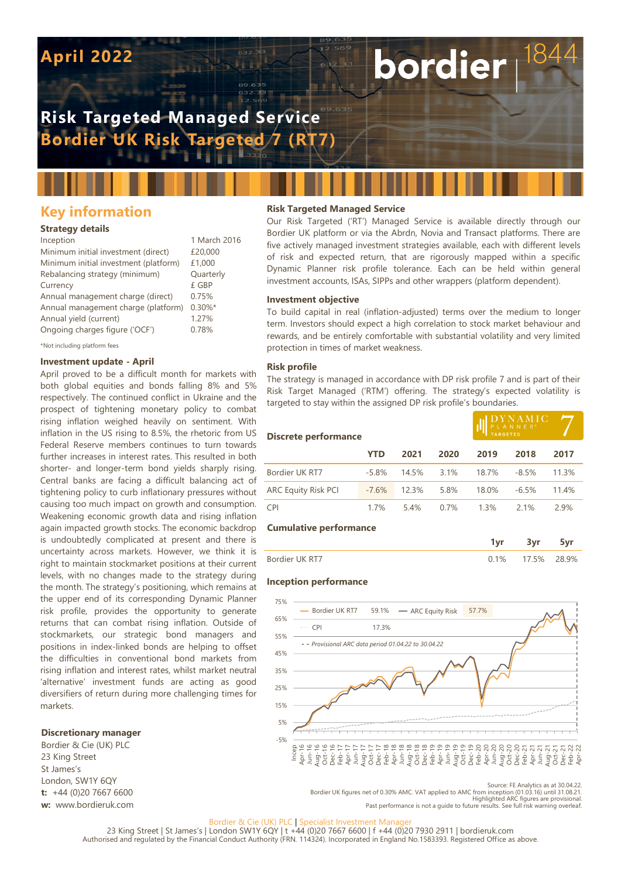April 2022

# Risk Targeted Managed Service
## Bordier UK Risk Targeted 7 (RT7)

## Key information

### Strategy details

| | |
|---|---|
| Inception | 1 March 2016 |
| Minimum initial investment (direct) | £20,000 |
| Minimum initial investment (platform) | £1,000 |
| Rebalancing strategy (minimum) | Quarterly |
| Currency | £ GBP |
| Annual management charge (direct) | 0.75% |
| Annual management charge (platform) | 0.30%* |
| Annual yield (current) | 1.27% |
| Ongoing charges figure ('OCF') | 0.78% |

*Not including platform fees

### Investment update - April

April proved to be a difficult month for markets with both global equities and bonds falling 8% and 5% respectively. The continued conflict in Ukraine and the prospect of tightening monetary policy to combat rising inflation weighed heavily on sentiment. With inflation in the US rising to 8.5%, the rhetoric from US Federal Reserve members continues to turn towards further increases in interest rates. This resulted in both shorter- and longer-term bond yields sharply rising. Central banks are facing a difficult balancing act of tightening policy to curb inflationary pressures without causing too much impact on growth and consumption. Weakening economic growth data and rising inflation again impacted growth stocks. The economic backdrop is undoubtedly complicated at present and there is uncertainty across markets. However, we think it is right to maintain stockmarket positions at their current levels, with no changes made to the strategy during the month. The strategy's positioning, which remains at the upper end of its corresponding Dynamic Planner risk profile, provides the opportunity to generate returns that can combat rising inflation. Outside of stockmarkets, our strategic bond managers and positions in index-linked bonds are helping to offset the difficulties in conventional bond markets from rising inflation and interest rates, whilst market neutral 'alternative' investment funds are acting as good diversifiers of return during more challenging times for markets.

### Discretionary manager

Bordier & Cie (UK) PLC
23 King Street
St James's
London, SW1Y 6QY
**t:** +44 (0)20 7667 6600
**w:** www.bordieruk.com

### Risk Targeted Managed Service

Our Risk Targeted ('RT') Managed Service is available directly through our Bordier UK platform or via the Abrdn, Novia and Transact platforms. There are five actively managed investment strategies available, each with different levels of risk and expected return, that are rigorously mapped within a specific Dynamic Planner risk profile tolerance. Each can be held within general investment accounts, ISAs, SIPPs and other wrappers (platform dependent).

### Investment objective

To build capital in real (inflation-adjusted) terms over the medium to longer term. Investors should expect a high correlation to stock market behaviour and rewards, and be entirely comfortable with substantial volatility and very limited protection in times of market weakness.

### Risk profile

The strategy is managed in accordance with DP risk profile 7 and is part of their Risk Target Managed ('RTM') offering. The strategy's expected volatility is targeted to stay within the assigned DP risk profile's boundaries.

DYNAMIC PLANNER® TARGETED 7

### Discrete performance

| | YTD | 2021 | 2020 | 2019 | 2018 | 2017 |
|---|---|---|---|---|---|---|
| Bordier UK RT7 | -5.8% | 14.5% | 3.1% | 18.7% | -8.5% | 11.3% |
| ARC Equity Risk PCI | -7.6% | 12.3% | 5.8% | 18.0% | -6.5% | 11.4% |
| CPI | 1.7% | 5.4% | 0.7% | 1.3% | 2.1% | 2.9% |

### Cumulative performance

| | 1yr | 3yr | 5yr |
|---|---|---|---|
| Bordier UK RT7 | 0.1% | 17.5% | 28.9% |

### Inception performance

Bordier UK RT7 59.1% — ARC Equity Risk 57.7% — CPI 17.3%
- - Provisional ARC data period 01.04.22 to 30.04.22

Source: FE Analytics as at 30.04.22.
Bordier UK figures net of 0.30% AMC. VAT applied to AMC from inception (01.03.16) until 31.08.21.
Highlighted ARC figures are provisional.
Past performance is not a guide to future results. See full risk warning overleaf.

Bordier & Cie (UK) PLC | Specialist Investment Manager
23 King Street | St James's | London SW1Y 6QY | t +44 (0)20 7667 6600 | f +44 (0)20 7930 2911 | bordieruk.com
Authorised and regulated by the Financial Conduct Authority (FRN. 114324). Incorporated in England No.1583393. Registered Office as above.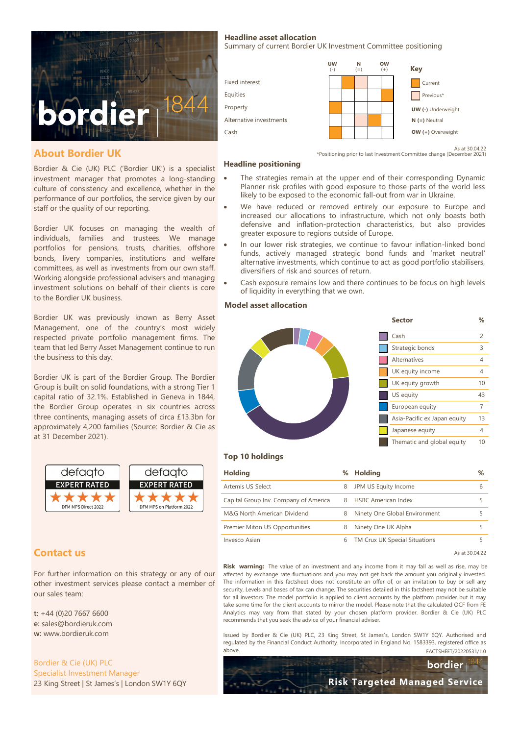bordier 1844

## About Bordier UK

Bordier & Cie (UK) PLC ('Bordier UK') is a specialist investment manager that promotes a long-standing culture of consistency and excellence, whether in the performance of our portfolios, the service given by our staff or the quality of our reporting.

Bordier UK focuses on managing the wealth of individuals, families and trustees. We manage portfolios for pensions, trusts, charities, offshore bonds, livery companies, institutions and welfare committees, as well as investments from our own staff. Working alongside professional advisers and managing investment solutions on behalf of their clients is core to the Bordier UK business.

Bordier UK was previously known as Berry Asset Management, one of the country's most widely respected private portfolio management firms. The team that led Berry Asset Management continue to run the business to this day.

Bordier UK is part of the Bordier Group. The Bordier Group is built on solid foundations, with a strong Tier 1 capital ratio of 32.1%. Established in Geneva in 1844, the Bordier Group operates in six countries across three continents, managing assets of circa £13.3bn for approximately 4,200 families (Source: Bordier & Cie as at 31 December 2021).

defaqto EXPERT RATED DFM MPS Direct 2022

defaqto EXPERT RATED DFM MPS on Platform 2022

## Contact us

For further information on this strategy or any of our other investment services please contact a member of our sales team:

**t:** +44 (0)20 7667 6600
**e:** sales@bordieruk.com
**w:** www.bordieruk.com

Bordier & Cie (UK) PLC
Specialist Investment Manager
23 King Street | St James's | London SW1Y 6QY

## Headline asset allocation

Summary of current Bordier UK Investment Committee positioning

UW (-) N (=) OW (+)

Fixed interest
Equities
Property
Alternative investments
Cash

Key
Current
Previous*
UW (-) Underweight
N (=) Neutral
OW (+) Overweight

As at 30.04.22
*Positioning prior to last Investment Committee change (December 2021)

## Headline positioning

- The strategies remain at the upper end of their corresponding Dynamic Planner risk profiles with good exposure to those parts of the world less likely to be exposed to the economic fall-out from war in Ukraine.
- We have reduced or removed entirely our exposure to Europe and increased our allocations to infrastructure, which not only boasts both defensive and inflation-protection characteristics, but also provides greater exposure to regions outside of Europe.
- In our lower risk strategies, we continue to favour inflation-linked bond funds, actively managed strategic bond funds and 'market neutral' alternative investments, which continue to act as good portfolio stabilisers, diversifiers of risk and sources of return.
- Cash exposure remains low and there continues to be focus on high levels of liquidity in everything that we own.

## Model asset allocation

| Sector | % |
|---|---|
| Cash | 2 |
| Strategic bonds | 3 |
| Alternatives | 4 |
| UK equity income | 4 |
| UK equity growth | 10 |
| US equity | 43 |
| European equity | 7 |
| Asia-Pacific ex Japan equity | 13 |
| Japanese equity | 4 |
| Thematic and global equity | 10 |

## Top 10 holdings

| Holding | % | Holding | % |
|---|---|---|---|
| Artemis US Select | 8 | JPM US Equity Income | 6 |
| Capital Group Inv. Company of America | 8 | HSBC American Index | 5 |
| M&G North American Dividend | 8 | Ninety One Global Environment | 5 |
| Premier Miton US Opportunities | 8 | Ninety One UK Alpha | 5 |
| Invesco Asian | 6 | TM Crux UK Special Situations | 5 |

As at 30.04.22

**Risk warning:** The value of an investment and any income from it may fall as well as rise, may be affected by exchange rate fluctuations and you may not get back the amount you originally invested. The information in this factsheet does not constitute an offer of, or an invitation to buy or sell any security. Levels and bases of tax can change. The securities detailed in this factsheet may not be suitable for all investors. The model portfolio is applied to client accounts by the platform provider but it may take some time for the client accounts to mirror the model. Please note that the calculated OCF from FE Analytics may vary from that stated by your chosen platform provider. Bordier & Cie (UK) PLC recommends that you seek the advice of your financial adviser.

Issued by Bordier & Cie (UK) PLC, 23 King Street, St James's, London SW1Y 6QY. Authorised and regulated by the Financial Conduct Authority. Incorporated in England No. 1583393, registered office as above.

FACTSHEET/20220531/1.0

bordier 1844
Risk Targeted Managed Service